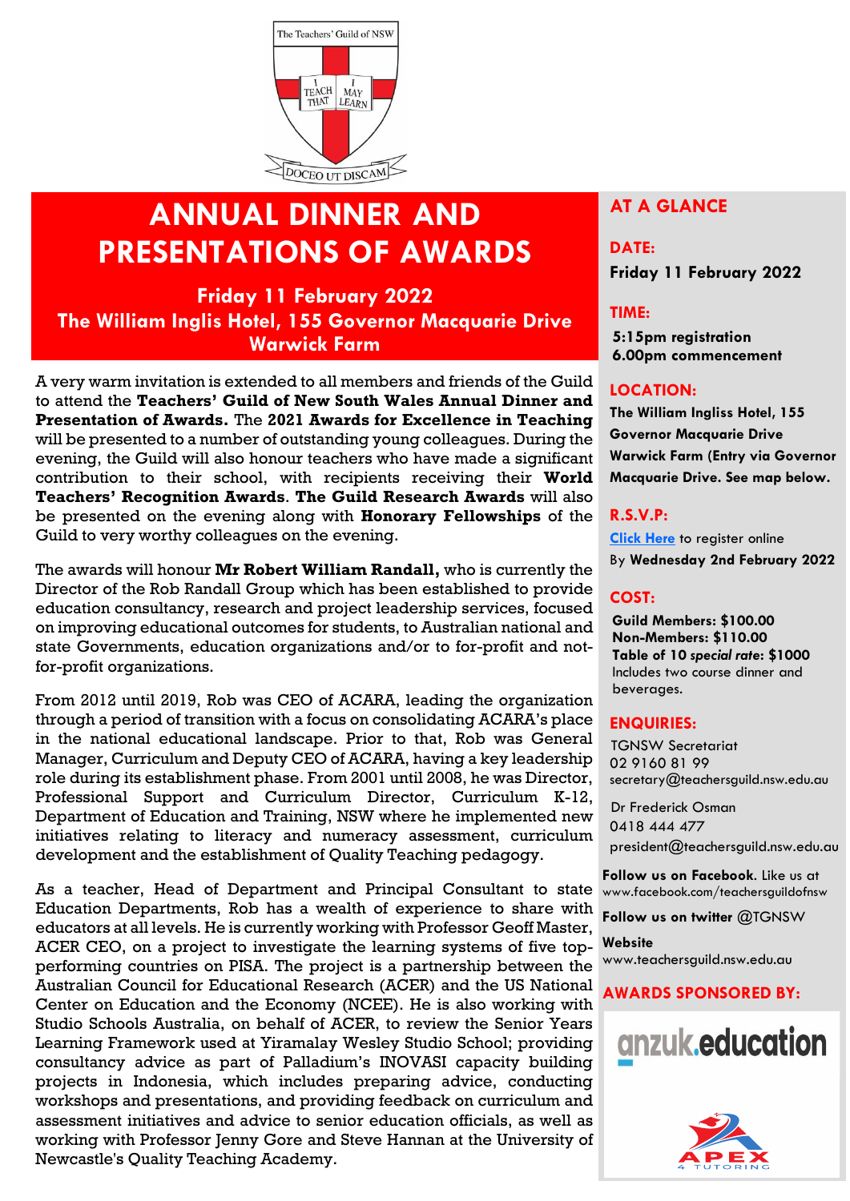The Teachers' Guild of NSW

I TEACH THAT I MAY LEARN

DOCEO UT DISCAM

# ANNUAL DINNER AND PRESENTATIONS OF AWARDS

### Friday 11 February 2022
### The William Inglis Hotel, 155 Governor Macquarie Drive Warwick Farm

A very warm invitation is extended to all members and friends of the Guild to attend the **Teachers' Guild of New South Wales Annual Dinner and Presentation of Awards.** The **2021 Awards for Excellence in Teaching** will be presented to a number of outstanding young colleagues. During the evening, the Guild will also honour teachers who have made a significant contribution to their school, with recipients receiving their **World Teachers' Recognition Awards**. **The Guild Research Awards** will also be presented on the evening along with **Honorary Fellowships** of the Guild to very worthy colleagues on the evening.

The awards will honour **Mr Robert William Randall,** who is currently the Director of the Rob Randall Group which has been established to provide education consultancy, research and project leadership services, focused on improving educational outcomes for students, to Australian national and state Governments, education organizations and/or to for-profit and not-for-profit organizations.

From 2012 until 2019, Rob was CEO of ACARA, leading the organization through a period of transition with a focus on consolidating ACARA's place in the national educational landscape. Prior to that, Rob was General Manager, Curriculum and Deputy CEO of ACARA, having a key leadership role during its establishment phase. From 2001 until 2008, he was Director, Professional Support and Curriculum Director, Curriculum K-12, Department of Education and Training, NSW where he implemented new initiatives relating to literacy and numeracy assessment, curriculum development and the establishment of Quality Teaching pedagogy.

As a teacher, Head of Department and Principal Consultant to state Education Departments, Rob has a wealth of experience to share with educators at all levels. He is currently working with Professor Geoff Master, ACER CEO, on a project to investigate the learning systems of five top-performing countries on PISA. The project is a partnership between the Australian Council for Educational Research (ACER) and the US National Center on Education and the Economy (NCEE). He is also working with Studio Schools Australia, on behalf of ACER, to review the Senior Years Learning Framework used at Yiramalay Wesley Studio School; providing consultancy advice as part of Palladium's INOVASI capacity building projects in Indonesia, which includes preparing advice, conducting workshops and presentations, and providing feedback on curriculum and assessment initiatives and advice to senior education officials, as well as working with Professor Jenny Gore and Steve Hannan at the University of Newcastle's Quality Teaching Academy.

## AT A GLANCE

**DATE:**

**Friday 11 February 2022**

**TIME:**

**5:15pm registration**
**6.00pm commencement**

**LOCATION:**

**The William Ingliss Hotel, 155 Governor Macquarie Drive Warwick Farm (Entry via Governor Macquarie Drive. See map below.**

**R.S.V.P:**

Click Here to register online

By **Wednesday 2nd February 2022**

**COST:**

**Guild Members: $100.00**
**Non-Members: $110.00**
**Table of 10 *special rate*: $1000**
Includes two course dinner and beverages.

**ENQUIRIES:**

TGNSW Secretariat
02 9160 81 99
secretary@teachersguild.nsw.edu.au

Dr Frederick Osman
0418 444 477
president@teachersguild.nsw.edu.au

**Follow us on Facebook**. Like us at www.facebook.com/teachersguildofnsw

**Follow us on twitter** @TGNSW

**Website**
www.teachersguild.nsw.edu.au

**AWARDS SPONSORED BY:**

anzuk.education

APEX 4 TUTORING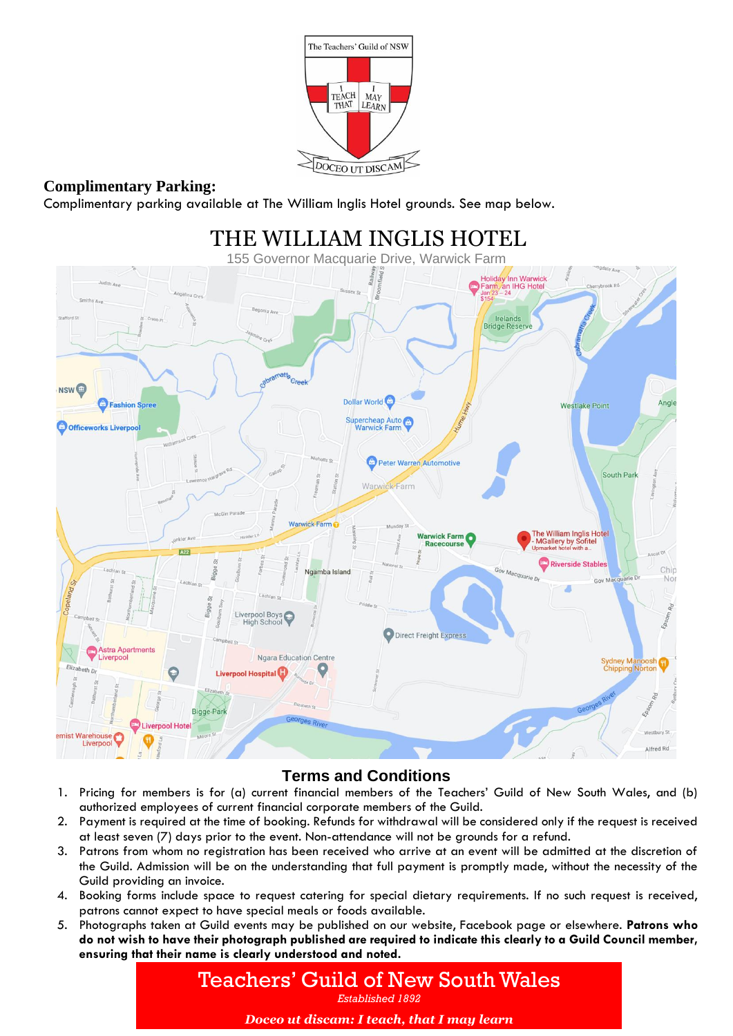The Teachers' Guild of NSW

I TEACH THAT | I MAY LEARN

DOCEO UT DISCAM

**Complimentary Parking:**
Complimentary parking available at The William Inglis Hotel grounds. See map below.

# THE WILLIAM INGLIS HOTEL

155 Governor Macquarie Drive, Warwick Farm

## Terms and Conditions

1. Pricing for members is for (a) current financial members of the Teachers' Guild of New South Wales, and (b) authorized employees of current financial corporate members of the Guild.
2. Payment is required at the time of booking. Refunds for withdrawal will be considered only if the request is received at least seven (7) days prior to the event. Non-attendance will not be grounds for a refund.
3. Patrons from whom no registration has been received who arrive at an event will be admitted at the discretion of the Guild. Admission will be on the understanding that full payment is promptly made, without the necessity of the Guild providing an invoice.
4. Booking forms include space to request catering for special dietary requirements. If no such request is received, patrons cannot expect to have special meals or foods available.
5. Photographs taken at Guild events may be published on our website, Facebook page or elsewhere. **Patrons who do not wish to have their photograph published are required to indicate this clearly to a Guild Council member, ensuring that their name is clearly understood and noted.**

Teachers' Guild of New South Wales

*Established 1892*

***Doceo ut discam: I teach, that I may learn***